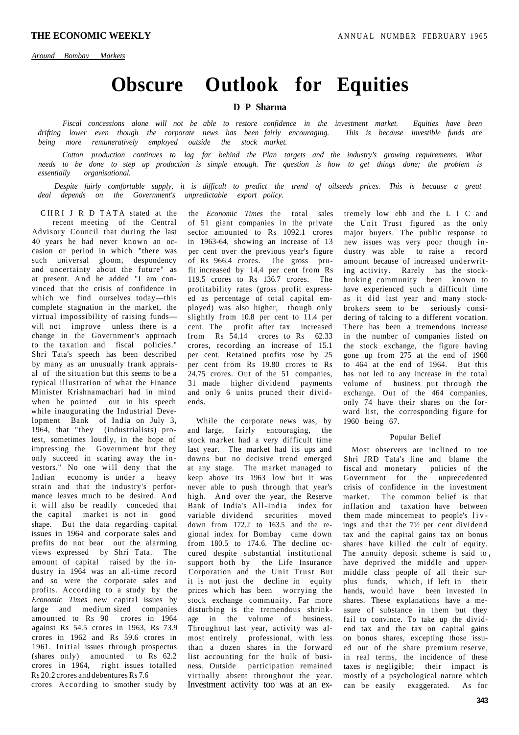*Around Bombay Markets*

# Obscure Outlook for Equities

**D P Sharma**

*Fiscal concessions alone will not be able to restore confidence in the investment market. Equities have been drifting lower even though the corporate news has been fairly encouraging. This is because investible funds are being more remuneratively employed outside the stock market.*

*Cotton production continues to lag far behind the Plan targets and the industry's growing requirements. What needs to be done to step up production is simple enough. The question is how to get things done; the problem is essentially organisational.*

*Despite fairly comfortable supply, it is difficult to predict the trend of oilseeds prices. This is because a great deal depends on the Government's unpredictable export policy.*

SHRI J R D TATA stated at the recent meeting of the Central Advisory Council that during the last 40 years he had never known an occasion or period in which "there was such universal gloom, despondency and uncertainty about the future" as at present. And he added "I am convinced that the crisis of confidence in which we find ourselves today—this complete stagnation in the market, the virtual impossibility of raising funds—will not improve unless there is a change in the Government's approach to the taxation and fiscal policies." Shri Tata's speech has been described by many as an unusually frank appraisal of the situation but this seems to be a typical illustration of what the Finance Minister Krishnamachari had in mind when he pointed out in his speech while inaugurating the Industrial Development Bank of India on July 3, 1964, that "they (industrialists) protest, sometimes loudly, in the hope of impressing the Government but they only succeed in scaring away the investors." No one will deny that the Indian economy is under a heavy strain and that the industry's performance leaves much to be desired. And it will also be readily conceded that the capital market is not in good shape. But the data regarding capital issues in 1964 and corporate sales and profits do not bear out the alarming views expressed by Shri Tata. The amount of capital raised by the industry in 1964 was an all-time record and so were the corporate sales and profits. According to a study by the *Economic Times* new capital issues by large and medium sized companies amounted to Rs 90 crores in 1964 against Rs 54.5 crores in 1963, Rs 73.9 crores in 1962 and Rs 59.6 crores in 1961. Initial issues through prospectus (shares only) amounted to Rs 62.2 crores in 1964, right issues totalled Rs 20.2 crores and debentures Rs 7.6 crores According to smother study by the *Economic Times* the total sales of 51 giant companies in the private sector amounted to Rs 1092.1 crores in 1963-64, showing an increase of 13 per cent over the previous year's figure of Rs 966.4 crores. The gross prufit increased by 14.4 per cent from Rs 119.5 crores to Rs 136.7 crores. The profitability rates (gross profit expressed as percentage of total capital employed) was also higher, though only slightly from 10.8 per cent to 11.4 per cent. The profit after tax increased from Rs 54.14 crores to Rs 62.33 crores, recording an increase of 15.1 per cent. Retained profits rose by 25 per cent from Rs 19.80 crores to Rs 24.75 crores. Out of the 51 companies, 31 made higher dividend payments and only 6 units pruned their dividends.

While the corporate news was, by and large, fairly encouraging, the stock market had a very difficult time last year. The market had its ups and downs but no decisive trend emerged at any stage. The market managed to keep above its 1963 low but it was never able to push through that year's high. And over the year, the Reserve Bank of India's All-India index for variable dividend securities moved down from 172.2 to 163.5 and the regional index for Bombay came down from 180.5 to 174.6. The decline occured despite substantial institutional support both by the Life Insurance Corporation and the Unit Trust But it is not just the decline in equity prices which has been worrying the stock exchange community. Far more disturbing is the tremendous shrinkage in the volume of business. Throughout last year, activity was almost entirely professional, with less than a dozen shares in the forward list accounting for the bulk of business. Outside participation remained virtually absent throughout the year. Investment activity too was at an extremely low ebb and the L I C and the Unit Trust figured as the only major buyers. The public response to new issues was very poor though industry was able to raise a record amount because of increased underwriting activity. Rarely has the stockbroking community been known to have experienced such a difficult time as it did last year and many stockbrokers seem to be seriously considering of talcing to a different vocation. There has been a tremendous increase in the number of companies listed on the stock exchange, the figure having gone up from 275 at the end of 1960 to 464 at the end of 1964. But this has not led to any increase in the total volume of business put through the exchange. Out of the 464 companies, only 74 have their shares on the forward list, the corresponding figure for 1960 being 67.

## Popular Belief

Most observers are inclined to toe Shri JRD Tata's line and blame the fiscal and monetary policies of the Government for the unprecedented crisis of confidence in the investment market. The common belief is that inflation and taxation have between them made mincemeat to people's livings and that the 7½ per cent dividend tax and the capital gains tax on bonus shares have killed the cult of equity. The annuity deposit scheme is said to have deprived the middle and upper-middle class people of all their surplus funds, which, if left in their hands, would have been invested in shares. These explanations have a measure of substance in them but they fail to convince. To take up the dividend tax and the tax on capital gains on bonus shares, excepting those issued out of the share premium reserve, in real terms, the incidence of these taxes *is* negligible; their impact is mostly of a psychological nature which can be easily exaggerated. As for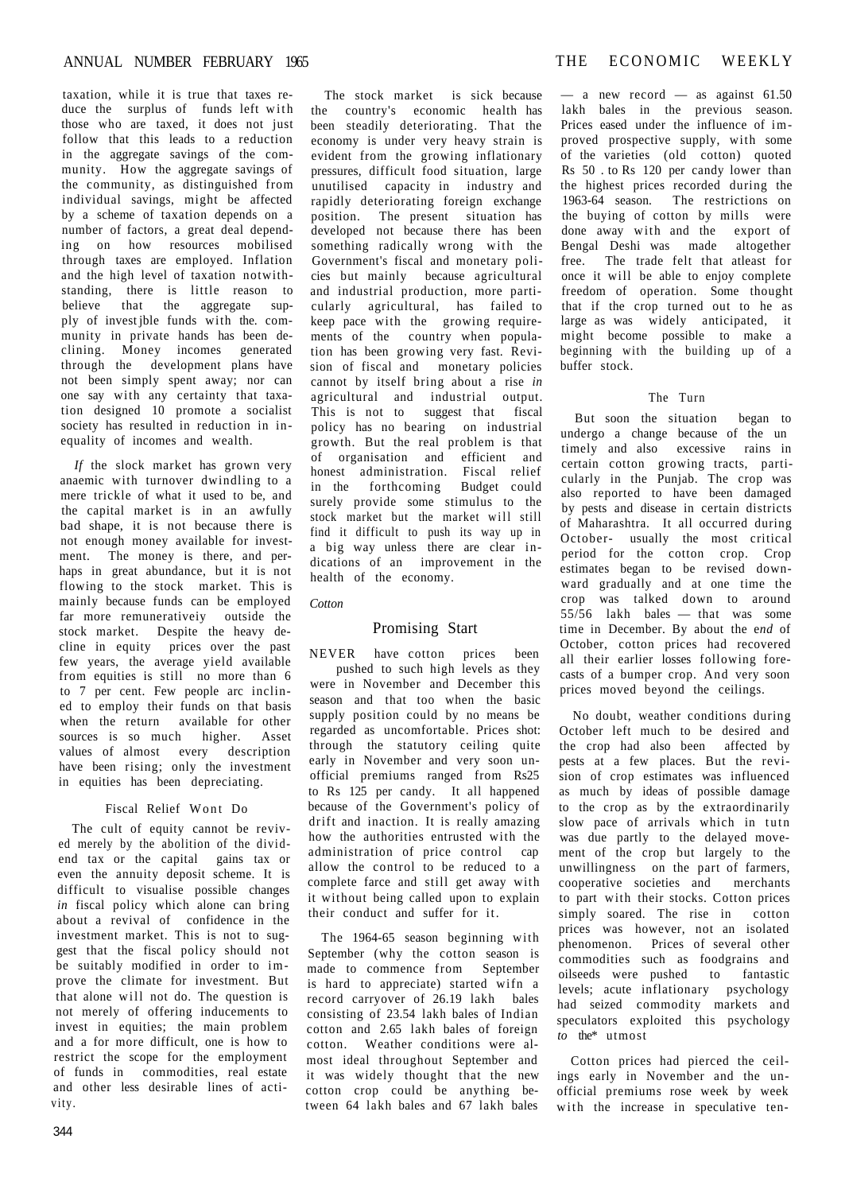taxation, while it is true that taxes reduce the surplus of funds left with those who are taxed, it does not just follow that this leads to a reduction in the aggregate savings of the community. How the aggregate savings of the community, as distinguished from individual savings, might be affected by a scheme of taxation depends on a number of factors, a great deal depending on how resources mobilised through taxes are employed. Inflation and the high level of taxation notwithstanding, there is little reason to believe that the aggregate supply of investjble funds with the. community in private hands has been declining. Money incomes generated through the development plans have not been simply spent away; nor can one say with any certainty that taxation designed 10 promote a socialist society has resulted in reduction in inequality of incomes and wealth.

*If* the slock market has grown very anaemic with turnover dwindling to a mere trickle of what it used to be, and the capital market is in an awfully bad shape, it is not because there is not enough money available for investment. The money is there, and perhaps in great abundance, but it is not flowing to the stock market. This is mainly because funds can be employed far more remunerativeiy outside the stock market. Despite the heavy decline in equity prices over the past few years, the average yield available from equities is still no more than 6 to 7 per cent. Few people arc inclined to employ their funds on that basis when the return available for other sources is so much higher. Asset values of almost every description have been rising; only the investment in equities has been depreciating.

### Fiscal Relief Wont Do

The cult of equity cannot be revived merely by the abolition of the dividend tax or the capital gains tax or even the annuity deposit scheme. It is difficult to visualise possible changes *in* fiscal policy which alone can bring about a revival of confidence in the investment market. This is not to suggest that the fiscal policy should not be suitably modified in order to improve the climate for investment. But that alone will not do. The question is not merely of offering inducements to invest in equities; the main problem and a for more difficult, one is how to restrict the scope for the employment of funds in commodities, real estate and other less desirable lines of activity.

The stock market is sick because the country's economic health has been steadily deteriorating. That the economy is under very heavy strain is evident from the growing inflationary pressures, difficult food situation, large unutilised capacity in industry and rapidly deteriorating foreign exchange position. The present situation has developed not because there has been something radically wrong with the Government's fiscal and monetary policies but mainly because agricultural and industrial production, more particularly agricultural, has failed to keep pace with the growing requirements of the country when population has been growing very fast. Revision of fiscal and monetary policies cannot by itself bring about a rise *in* agricultural and industrial output. This is not to suggest that fiscal policy has no bearing on industrial growth. But the real problem is that of organisation and efficient and honest administration. Fiscal relief in the forthcoming Budget could surely provide some stimulus to the stock market but the market will still find it difficult to push its way up in a big way unless there are clear indications of an improvement in the health of the economy.

*Cotton*

## Promising Start

NEVER have cotton prices been pushed to such high levels as they were in November and December this season and that too when the basic supply position could by no means be regarded as uncomfortable. Prices shot: through the statutory ceiling quite early in November and very soon unofficial premiums ranged from Rs25 to Rs 125 per candy. It all happened because of the Government's policy of drift and inaction. It is really amazing how the authorities entrusted with the administration of price control cap allow the control to be reduced to a complete farce and still get away with it without being called upon to explain their conduct and suffer for it.

The 1964-65 season beginning with September (why the cotton season is made to commence from September is hard to appreciate) started wifn a record carryover of 26.19 lakh bales consisting of 23.54 lakh bales of Indian cotton and 2.65 lakh bales of foreign cotton. Weather conditions were almost ideal throughout September and it was widely thought that the new cotton crop could be anything between 64 lakh bales and 67 lakh bales — a new record — as against 61.50 lakh bales in the previous season. Prices eased under the influence of improved prospective supply, with some of the varieties (old cotton) quoted Rs 50 . to Rs 120 per candy lower than the highest prices recorded during the 1963-64 season. The restrictions on the buying of cotton by mills were done away with and the export of Bengal Deshi was made altogether free. The trade felt that atleast for once it will be able to enjoy complete freedom of operation. Some thought that if the crop turned out to he as large as was widely anticipated, it might become possible to make a beginning with the building up of a buffer stock.

### The Turn

But soon the situation began to undergo a change because of the un timely and also excessive rains in certain cotton growing tracts, particularly in the Punjab. The crop was also reported to have been damaged by pests and disease in certain districts of Maharashtra. It all occurred during October- usually the most critical period for the cotton crop. Crop estimates began to be revised downward gradually and at one time the crop was talked down to around 55/56 lakh bales — that was some time in December. By about the e*nd* of October, cotton prices had recovered all their earlier losses following forecasts of a bumper crop. And very soon prices moved beyond the ceilings.

No doubt, weather conditions during October left much to be desired and the crop had also been affected by pests at a few places. But the revision of crop estimates was influenced as much by ideas of possible damage to the crop as by the extraordinarily slow pace of arrivals which in tutn was due partly to the delayed movement of the crop but largely to the unwillingness on the part of farmers, cooperative societies and merchants to part with their stocks. Cotton prices simply soared. The rise in cotton prices was however, not an isolated phenomenon. Prices of several other commodities such as foodgrains and oilseeds were pushed to fantastic levels; acute inflationary psychology had seized commodity markets and speculators exploited this psychology *to* the* utmost

Cotton prices had pierced the ceilings early in November and the unofficial premiums rose week by week with the increase in speculative ten-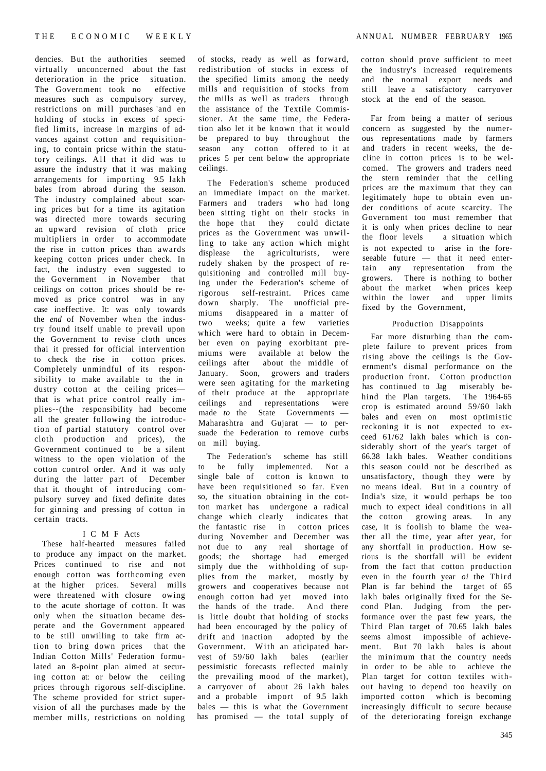dencies. But the authorities seemed virtually unconcerned about the fast deterioration in the price situation. The Government took no effective measures such as compulsory survey, restrictions on mill purchases 'and en holding of stocks in excess of specified limits, increase in margins of advances against cotton and requisitioning, to contain pricse within the statutory ceilings. All that it did was to assure the industry that it was making arrangements for importing 9.5 lakh bales from abroad during the season. The industry complained about soaring prices but for a time its agitation was directed more towards securing an upward revision of cloth price multipliers in order to accommodate the rise in cotton prices than awards keeping cotton prices under check. In fact, the industry even suggested to the Government in November that ceilings on cotton prices should be removed as price control was in any case ineffective. It: was only towards the *end* of November when the industry found itself unable to prevail upon the Government to revise cloth unces thai it pressed for official intervention to check the rise in cotton prices. Completely unmindful of its responsibility to make available to the industry cotton at the ceiling prices— that is what price control really implies--(the responsibility had become all the greater following the introduction of partial statutory control over cloth production and prices), the Government continued to be a silent witness to the open violation of the cotton control order. And it was only during the latter part of December that it. thought of introducing compulsory survey and fixed definite dates for ginning and pressing of cotton in certain tracts.

### I C M F Acts

These half-hearted measures failed to produce any impact on the market. Prices continued to rise and not enough cotton was forthcoming even at the higher prices. Several mills were threatened with closure owing to the acute shortage of cotton. It was only when the situation became desperate and the Government appeared to be still unwilling to take firm action to bring down prices that the Indian Cotton Mills' Federation formulated an 8-point plan aimed at securing cotton at: or below the ceiling prices through rigorous self-discipline. The scheme provided for strict supervision of all the purchases made by the member mills, restrictions on nolding of stocks, ready as well as forward, redistribution of stocks in excess of the specified limits among the needy mills and requisition of stocks from the mills as well as traders through the assistance of the Textile Commissioner. At the same time, the Federation also let it be known that it would be prepared to buy throughout the season any cotton offered to it at prices 5 per cent below the appropriate ceilings.

The Federation's scheme produced an immediate impact on the market. Farmers and traders who had long been sitting tight on their stocks in the hope that they could dictate prices as the Government was unwilling to take any action which might displease the agriculturists, were rudely shaken by the prospect of requisitioning and controlled mill buying under the Federation's scheme of rigorous self-restraint. Prices came down sharply. The unofficial premiums disappeared in a matter of two weeks; quite a few varieties which were hard to obtain in December even on paying exorbitant premiums were available at below the ceilings after about the middle of January. Soon, growers and traders were seen agitating for the marketing of their produce at the appropriate ceilings and representations were made *to* the State Governments — Maharashtra and Gujarat — to persuade the Federation to remove curbs on mill buying.

The Federation's scheme has still to be fully implemented. Not a single bale of cotton is known to have been requisitioned so far. Even so, the situation obtaining in the cotton market has undergone a radical change which clearly indicates that the fantastic rise in cotton prices during November and December was not due to any real shortage of goods; the shortage had emerged simply due the withholding of supplies from the market, mostly by growers and cooperatives because not enough cotton had yet moved into the hands of the trade. And there is little doubt that holding of stocks had been encouraged by the policy of drift and inaction adopted by the Government. With an aticipated harvest of 59/60 lakh bales (earlier pessimistic forecasts reflected mainly the prevailing mood of the market), a carryover of about 26 lakh bales and a probable import of 9.5 lakh bales — this is what the Government has promised — the total supply of cotton should prove sufficient to meet the industry's increased requirements and the normal export needs and still leave a satisfactory carryover stock at the end of the season.

Far from being a matter of serious concern as suggested by the numerous representations made by farmers and traders in recent weeks, the decline in cotton prices is to be welcomed. The growers and traders need the stern reminder that the ceiling prices are the maximum that they can legitimately hope to obtain even under conditions of acute scarcity. The Government too must remember that it is only when prices decline to near the floor levels a situation which is not expected to arise in the foreseeable future — that it need entertain any representation from the growers. There is nothing to bother about the market when prices keep within the lower and upper limits fixed by the Government,

### Production Disappoints

Far more disturbing than the complete failure to prevent prices from rising above the ceilings is the Government's dismal performance on the production front. Cotton production has continued to Jag miserably behind the Plan targets. The 1964-65 crop is estimated around 59/60 lakh bales and even on most optimistic reckoning it is not expected to exceed 61/62 lakh bales which is considerably short of the year's target of 66.38 lakh bales. Weather conditions this season could not be described as unsatisfactory, though they were by no means ideal. But in a country of India's size, it would perhaps be too much to expect ideal conditions in all the cotton growing areas. In any case, it is foolish to blame the weather all the time, year after year, for any shortfall in production. How serious is the shortfall will be evident from the fact that cotton production even in the fourth year *oi* the Third Plan is far behind the target of 65 lakh bales originally fixed for the Second Plan. Judging from the performance over the past few years, the Third Plan target of 70.65 lakh bales seems almost impossible of achievement. But 70 lakh bales is about the minimum that the country needs in order to be able to achieve the Plan target for cotton textiles without having to depend too heavily on imported cotton which is becoming increasingly difficult to secure because of the deteriorating foreign exchange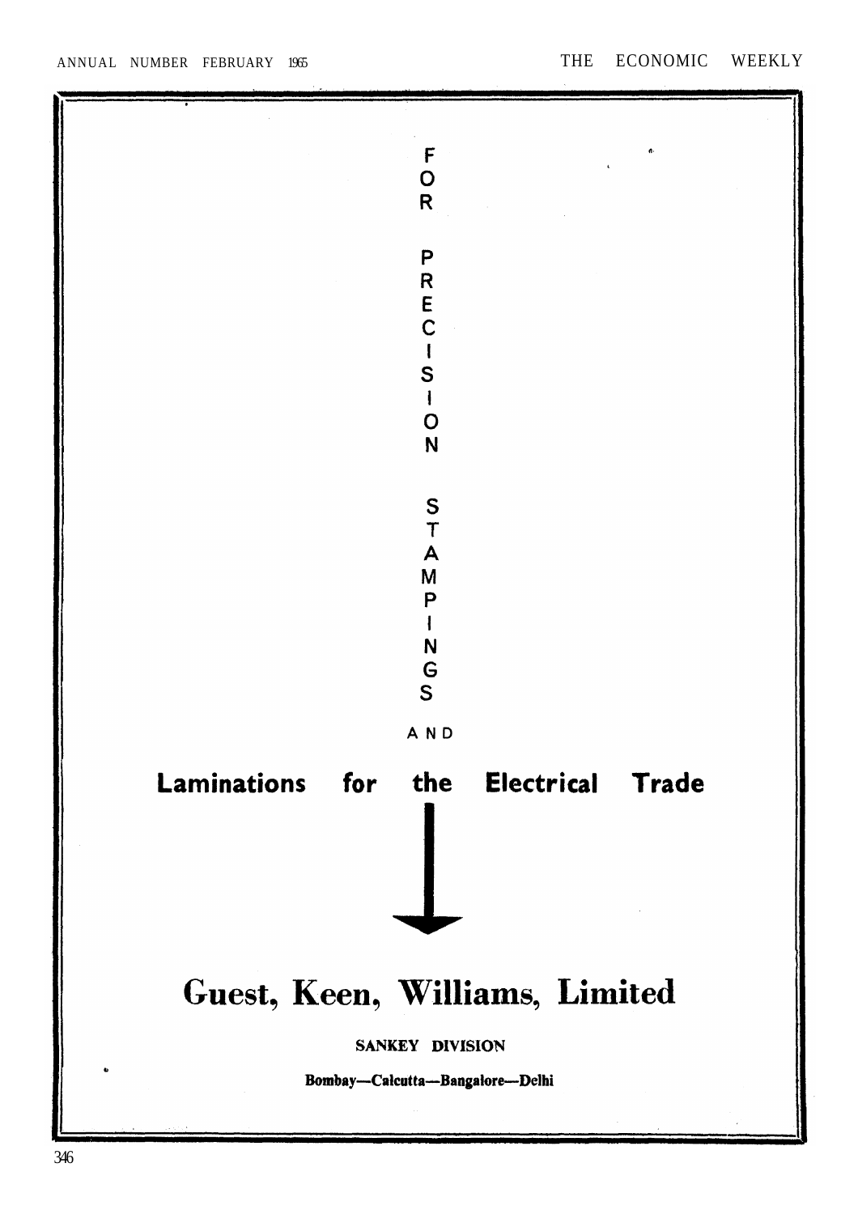FOR PRECISION STAMPINGS

AND

**Laminations for the Electrical Trade**

# Guest, Keen, Williams, Limited

**SANKEY DIVISION**

**Bombay—Calcutta—Bangalore—Delhi**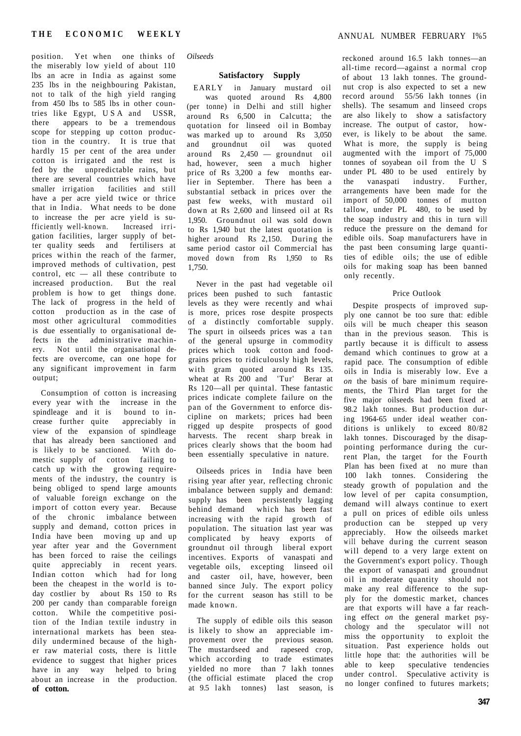position. Yet when one thinks of the miserably low yield of about 110 lbs an acre in India as against some 235 lbs in the neighbouring Pakistan, not to talk of the high yield ranging from 450 lbs to 585 lbs in other countries like Egypt, U S A and USSR, there appears to be a tremendous scope for stepping up cotton production in the country. It is true that hardly 15 per cent of the area under cotton is irrigated and the rest is fed by the unpredictable rains, but there are several countries which have smaller irrigation facilities and still have a per acre yield twice or thrice that in India. What needs to be done to increase the per acre yield is sufficiently well-known. Increased irrigation facilities, larger supply of better quality seeds and fertilisers at prices within the reach of the farmer, improved methods of cultivation, pest control, etc — all these contribute to increased production. But the real problem is how to get things done. The lack of progress in the held of cotton production as in the case of most other agricultural commodities is due essentially to organisational defects in the administrative machinery. Not until the organisational defects are overcome, can one hope for any significant improvement in farm output;

Consumption of cotton is increasing every year with the increase in the spindleage and it is bound to increase further quite appreciably in view of the expansion of spindleage that has already been sanctioned and is likely to be sanctioned. With domestic supply of cotton failing to catch up with the growing requirements of the industry, the country is being obliged to spend large amounts of valuable foreign exchange on the import of cotton every year. Because of the chronic imbalance between supply and demand, cotton prices in India have been moving up and up year after year and the Government has been forced to raise the ceilings quite appreciably in recent years. Indian cotton which had for long been the cheapest in the world is today costlier by about Rs 150 to Rs 200 per candy than comparable foreign cotton. While the competitive position of the Indian textile industry in international markets has been steadily undermined because of the higher raw material costs, there is little evidence to suggest that higher prices have in any way helped to bring about an increase in the production. **of cotton.**

*Oilseeds*

### Satisfactory Supply

EARLY in January mustard oil was quoted around Rs 4,800 (per tonne) in Delhi and still higher around Rs 6,500 in Calcutta; the quotation for linseed oil in Bombay was marked up to around Rs 3,050 and groundnut oil was quoted around Rs 2,450 — groundnut oil had, however, seen a much higher price of Rs 3,200 a few months earlier in September. There has been a substantial setback in prices over the past few weeks, with mustard oil down at Rs 2,600 and linseed oil at Rs 1,950. Groundnut oil was sold down to Rs 1,940 but the latest quotation is higher around Rs 2,150. During the same period castor oil Commercial has moved down from Rs 1,950 to Rs 1,750.

Never in the past had vegetable oil prices been pushed to such fantastic levels as they were recently and whai is more, prices rose despite prospects of a distinctly comfortable supply. The spurt in oilseeds prices was a tan of the general upsurge in commodity prices which took cotton and foodgrains prices to ridiculously high levels, with gram quoted around Rs 135. wheat at Rs 200 and 'Tur' Berar at Rs 120—all per quintal. These fantastic prices indicate complete failure on the pan of the Government to enforce discipline on markets; prices had been rigged up despite prospects of good harvests. The recent sharp break in prices clearly shows that the boom had been essentially speculative in nature.

Oilseeds prices in India have been rising year after year, reflecting chronic imbalance between supply and demand: supply has been persistently lagging behind demand which has been fast increasing with the rapid growth of population. The situation last year was complicated by heavy exports of groundnut oil through liberal export incentives. Exports of vanaspati and vegetable oils, excepting linseed oil and caster oil, have, however, been banned since July. The export policy for the current season has still to be made known.

The supply of edible oils this season is likely to show an appreciable improvement over the previous season. The mustardseed and rapeseed crop, which according to trade estimates yielded no more than 7 lakh tonnes (the official estimate placed the crop at 9.5 lakh tonnes) last season, is reckoned around 16.5 lakh tonnes—an all-time record—against a normal crop of about 13 lakh tonnes. The groundnut crop is also expected to set a new record around 55/56 lakh tonnes (in shells). The sesamum and linseed crops are also likely to show a satisfactory increase. The output of castor, however, is likely to be about the same. What is more, the supply is being augmented with the import of 75,000 tonnes of soyabean oil from the U S under PL 480 to be used entirely by the vanaspati industry. Further, arrangements have been made for the import of 50,000 tonnes of mutton tallow, under PL 480, to be used by the soap industry and this in turn will reduce the pressure on the demand for edible oils. Soap manufacturers have in the past been consuming large quantities of edible oils; the use of edible oils for making soap has been banned only recently.

### Price Outlook

Despite prospects of improved supply one cannot be too sure that: edible oils will be much cheaper this season than in the previous season. This is partly because it is difficult to assess demand which continues to grow at a rapid pace. The consumption of edible oils in India is miserably low. Eve a *on* the basis of bare minimum requirements, the Third Plan target for the five major oilseeds had been fixed at 98.2 lakh tonnes. But production during 1964-65 under ideal weather conditions is unlikely to exceed 80/82 lakh tonnes. Discouraged by the disappointing performance during the current Plan, the target for the Fourth Plan has been fixed at no mure than 100 lakh tonnes. Considering the steady growth of population and the low level of per capita consumption, demand will always continue to exert a pull on prices of edible oils unless production can be stepped up very appreciably. How the oilseeds market will behave during the current season will depend to a very large extent on the Government's export policy. Though the export of vanaspati and groundnut oil in moderate quantity should not make any real difference to the supply for the domestic market, chances are that exports will have a far reaching effect *on* the general market psychology and the speculator will not miss the opportunity to exploit the situation. Past experience holds out little hope that: the authorities will be able to keep speculative tendencies under control. Speculative activity is no longer confined to futures markets;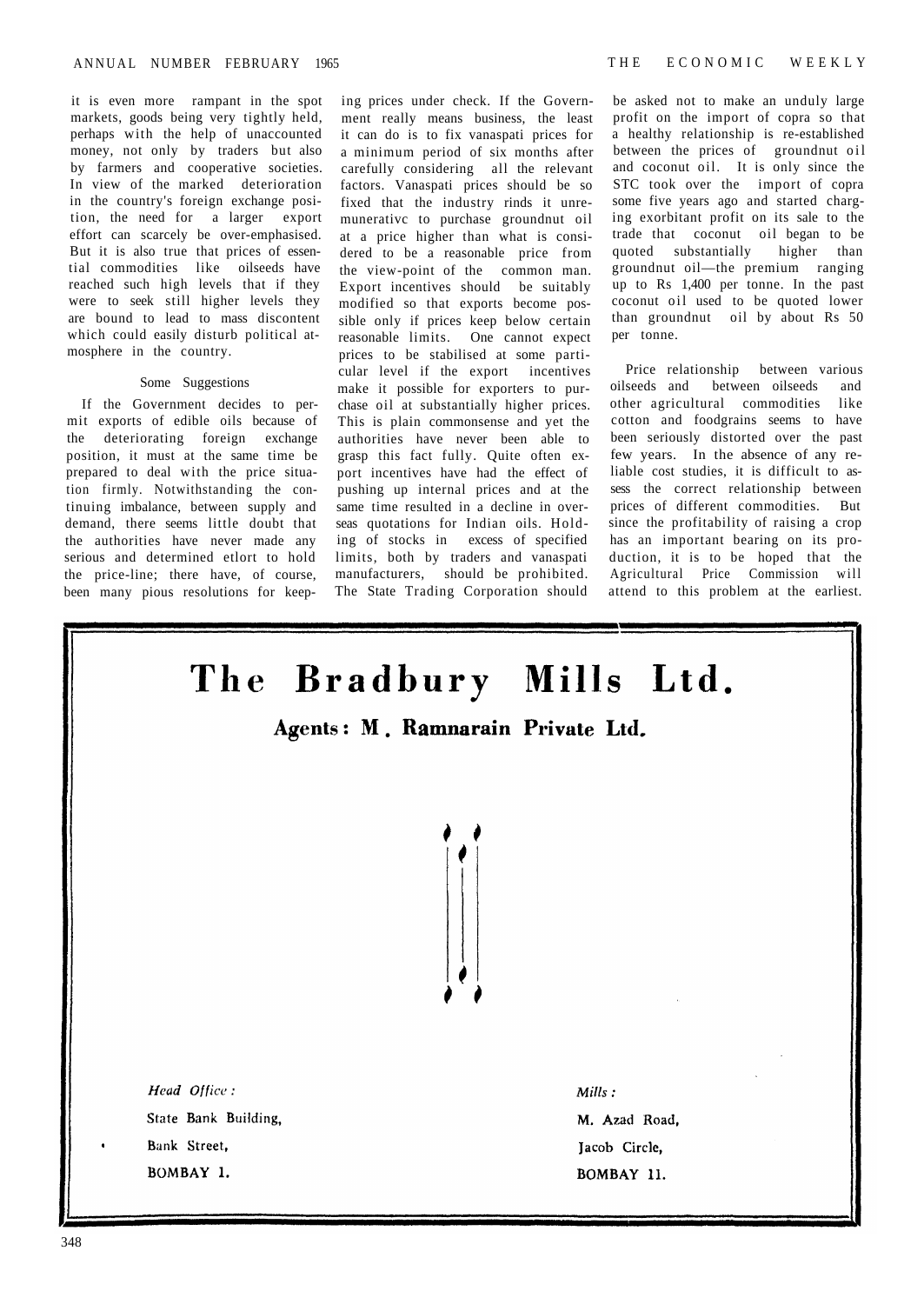it is even more rampant in the spot markets, goods being very tightly held, perhaps with the help of unaccounted money, not only by traders but also by farmers and cooperative societies. In view of the marked deterioration in the country's foreign exchange position, the need for a larger export effort can scarcely be over-emphasised. But it is also true that prices of essential commodities like oilseeds have reached such high levels that if they were to seek still higher levels they are bound to lead to mass discontent which could easily disturb political atmosphere in the country.

### Some Suggestions

If the Government decides to permit exports of edible oils because of the deteriorating foreign exchange position, it must at the same time be prepared to deal with the price situation firmly. Notwithstanding the continuing imbalance, between supply and demand, there seems little doubt that the authorities have never made any serious and determined etlort to hold the price-line; there have, of course, been many pious resolutions for keeping prices under check. If the Government really means business, the least it can do is to fix vanaspati prices for a minimum period of six months after carefully considering all the relevant factors. Vanaspati prices should be so fixed that the industry rinds it unremunerativc to purchase groundnut oil at a price higher than what is considered to be a reasonable price from the view-point of the common man. Export incentives should be suitably modified so that exports become possible only if prices keep below certain reasonable limits. One cannot expect prices to be stabilised at some particular level if the export incentives make it possible for exporters to purchase oil at substantially higher prices. This is plain commonsense and yet the authorities have never been able to grasp this fact fully. Quite often export incentives have had the effect of pushing up internal prices and at the same time resulted in a decline in overseas quotations for Indian oils. Holding of stocks in excess of specified limits, both by traders and vanaspati manufacturers, should be prohibited. The State Trading Corporation should be asked not to make an unduly large profit on the import of copra so that a healthy relationship is re-established between the prices of groundnut oil and coconut oil. It is only since the STC took over the import of copra some five years ago and started charging exorbitant profit on its sale to the trade that coconut oil began to be quoted substantially higher than groundnut oil—the premium ranging up to Rs 1,400 per tonne. In the past coconut oil used to be quoted lower than groundnut oil by about Rs 50 per tonne.

Price relationship between various oilseeds and between oilseeds and other agricultural commodities like cotton and foodgrains seems to have been seriously distorted over the past few years. In the absence of any reliable cost studies, it is difficult to assess the correct relationship between prices of different commodities. But since the profitability of raising a crop has an important bearing on its production, it is to be hoped that the Agricultural Price Commission will attend to this problem at the earliest.

---

# The Bradbury Mills Ltd.

**Agents: M. Ramnarain Private Ltd.**

*Head Office :*
State Bank Building,
Bank Street,
BOMBAY 1.

*Mills :*
M. Azad Road,
Jacob Circle,
BOMBAY 11.